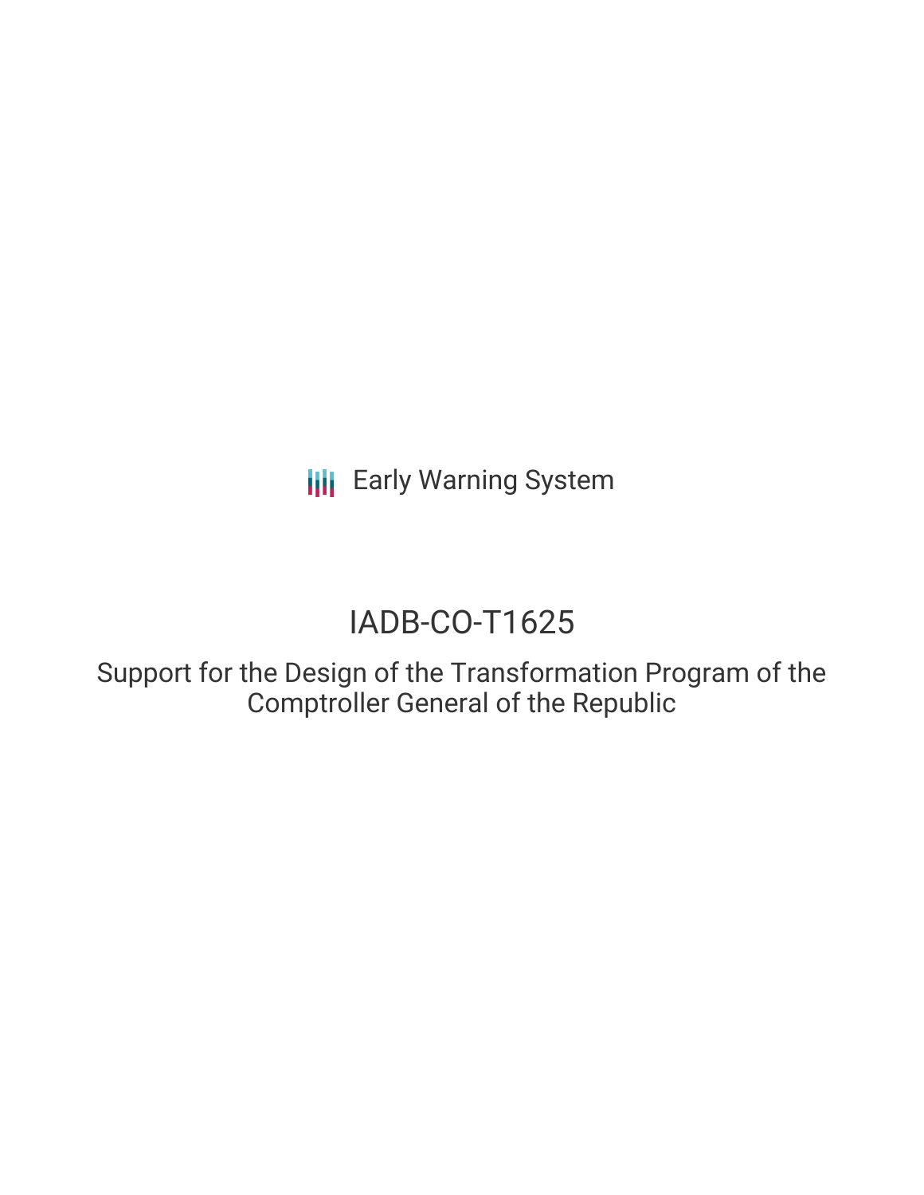Early Warning System

# IADB-CO-T1625

## Support for the Design of the Transformation Program of the Comptroller General of the Republic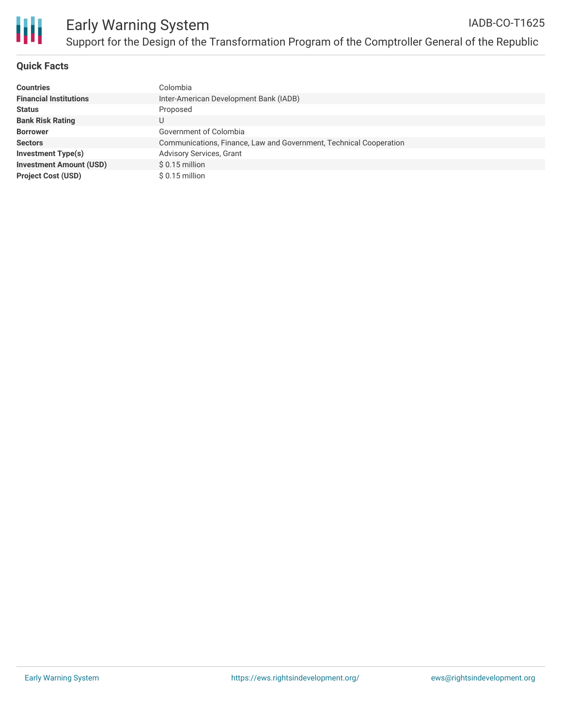## Quick Facts

| | |
|---|---|
| **Countries** | Colombia |
| **Financial Institutions** | Inter-American Development Bank (IADB) |
| **Status** | Proposed |
| **Bank Risk Rating** | U |
| **Borrower** | Government of Colombia |
| **Sectors** | Communications, Finance, Law and Government, Technical Cooperation |
| **Investment Type(s)** | Advisory Services, Grant |
| **Investment Amount (USD)** | $ 0.15 million |
| **Project Cost (USD)** | $ 0.15 million |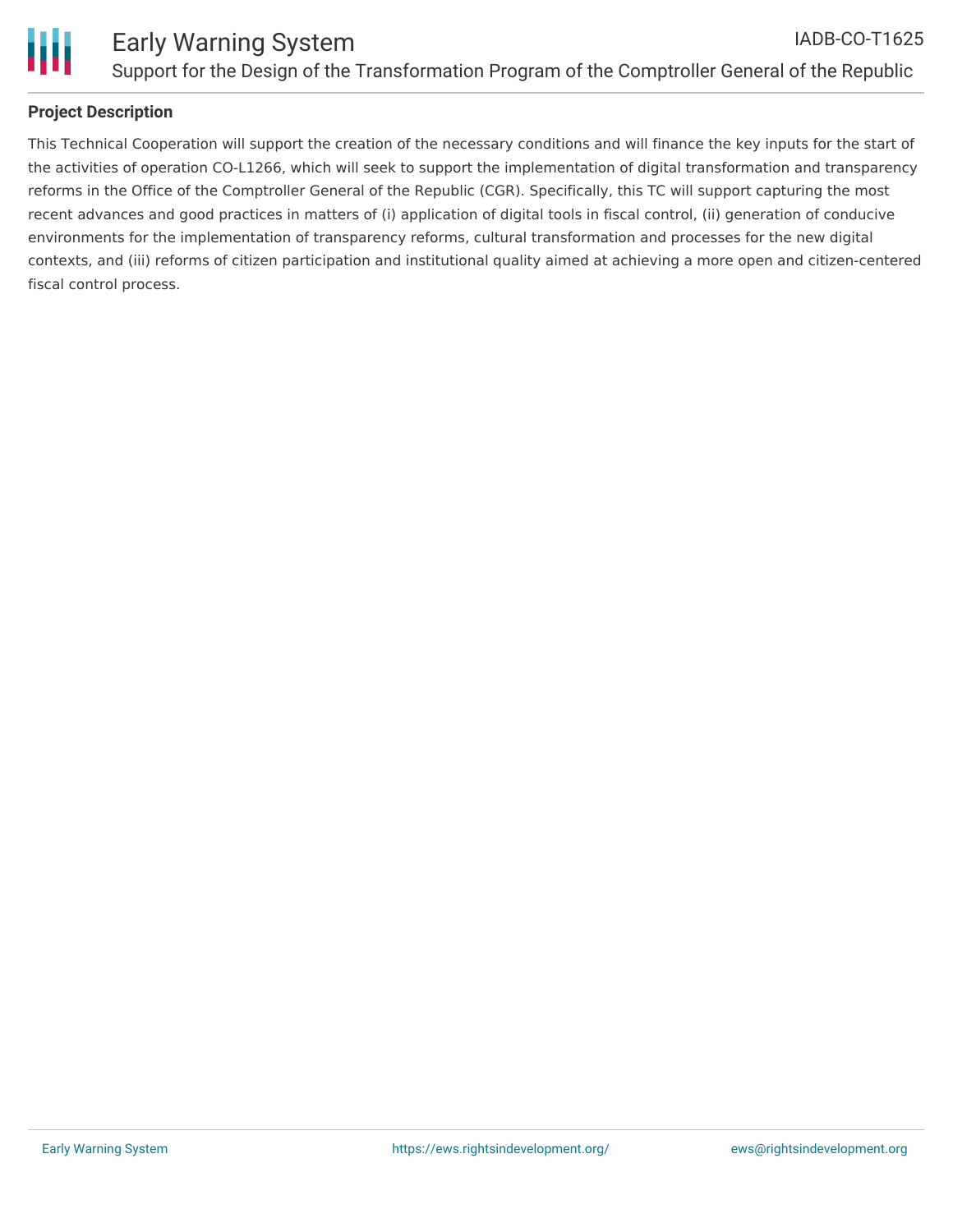## Project Description

This Technical Cooperation will support the creation of the necessary conditions and will finance the key inputs for the start of the activities of operation CO-L1266, which will seek to support the implementation of digital transformation and transparency reforms in the Office of the Comptroller General of the Republic (CGR). Specifically, this TC will support capturing the most recent advances and good practices in matters of (i) application of digital tools in fiscal control, (ii) generation of conducive environments for the implementation of transparency reforms, cultural transformation and processes for the new digital contexts, and (iii) reforms of citizen participation and institutional quality aimed at achieving a more open and citizen-centered fiscal control process.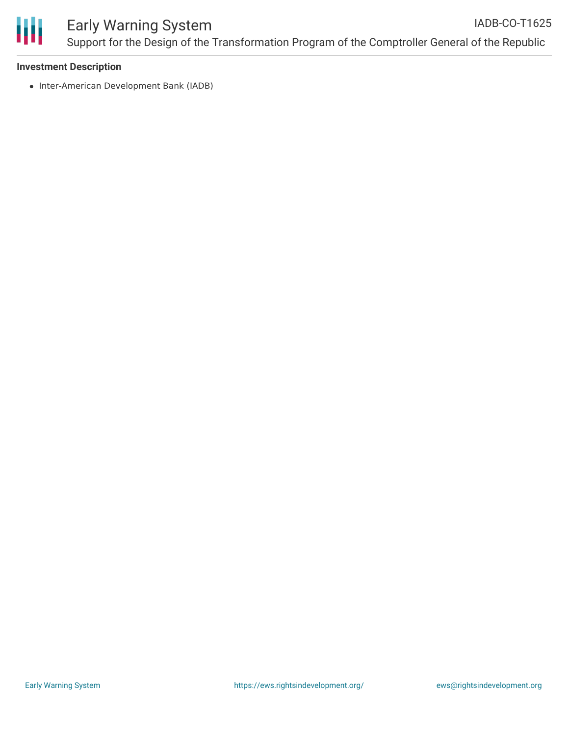### Investment Description

- Inter-American Development Bank (IADB)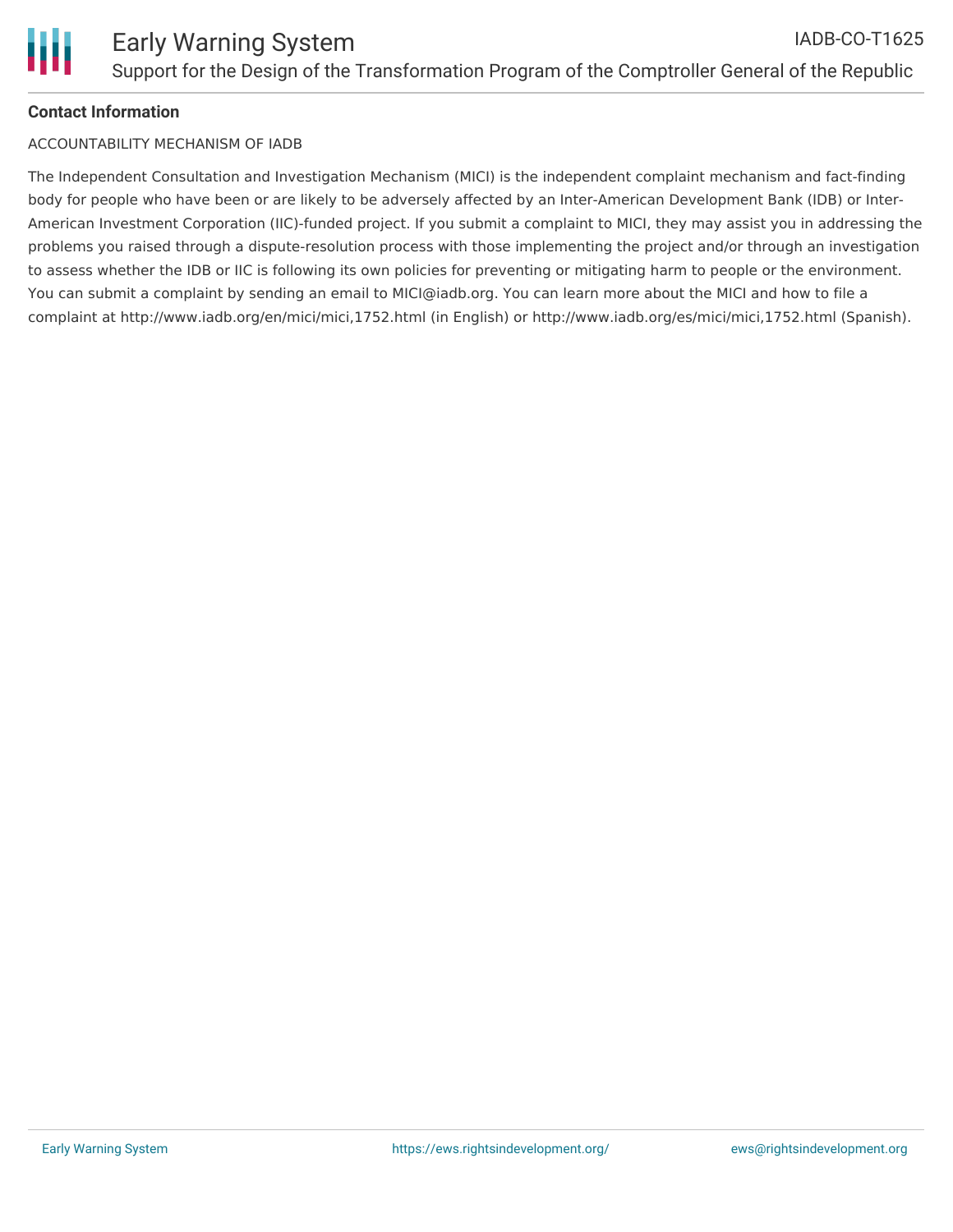**Contact Information**

ACCOUNTABILITY MECHANISM OF IADB

The Independent Consultation and Investigation Mechanism (MICI) is the independent complaint mechanism and fact-finding body for people who have been or are likely to be adversely affected by an Inter-American Development Bank (IDB) or Inter-American Investment Corporation (IIC)-funded project. If you submit a complaint to MICI, they may assist you in addressing the problems you raised through a dispute-resolution process with those implementing the project and/or through an investigation to assess whether the IDB or IIC is following its own policies for preventing or mitigating harm to people or the environment. You can submit a complaint by sending an email to MICI@iadb.org. You can learn more about the MICI and how to file a complaint at http://www.iadb.org/en/mici/mici,1752.html (in English) or http://www.iadb.org/es/mici/mici,1752.html (Spanish).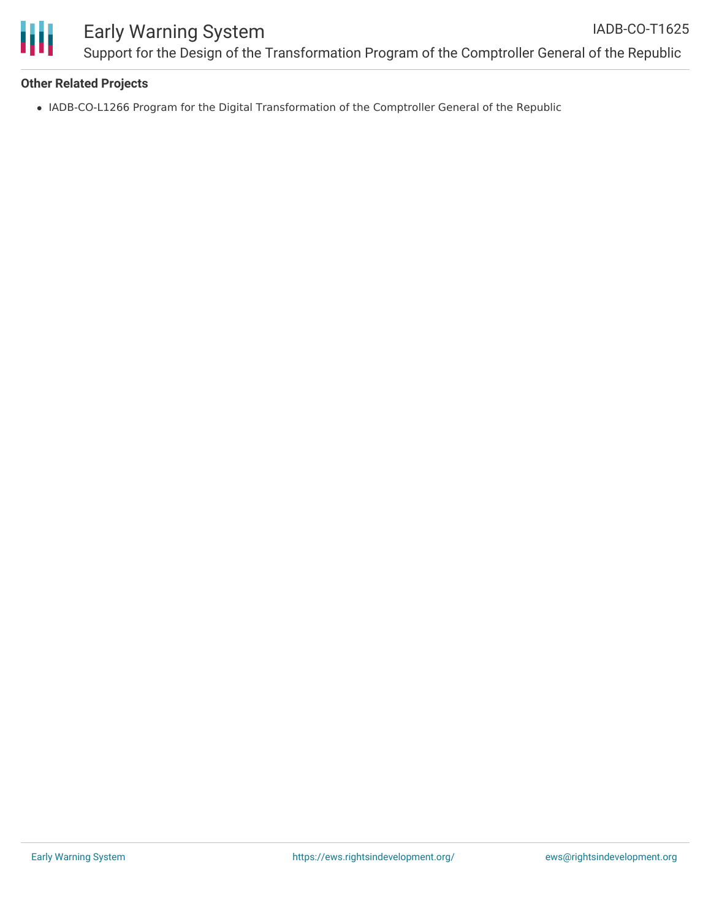**Other Related Projects**

- IADB-CO-L1266 Program for the Digital Transformation of the Comptroller General of the Republic